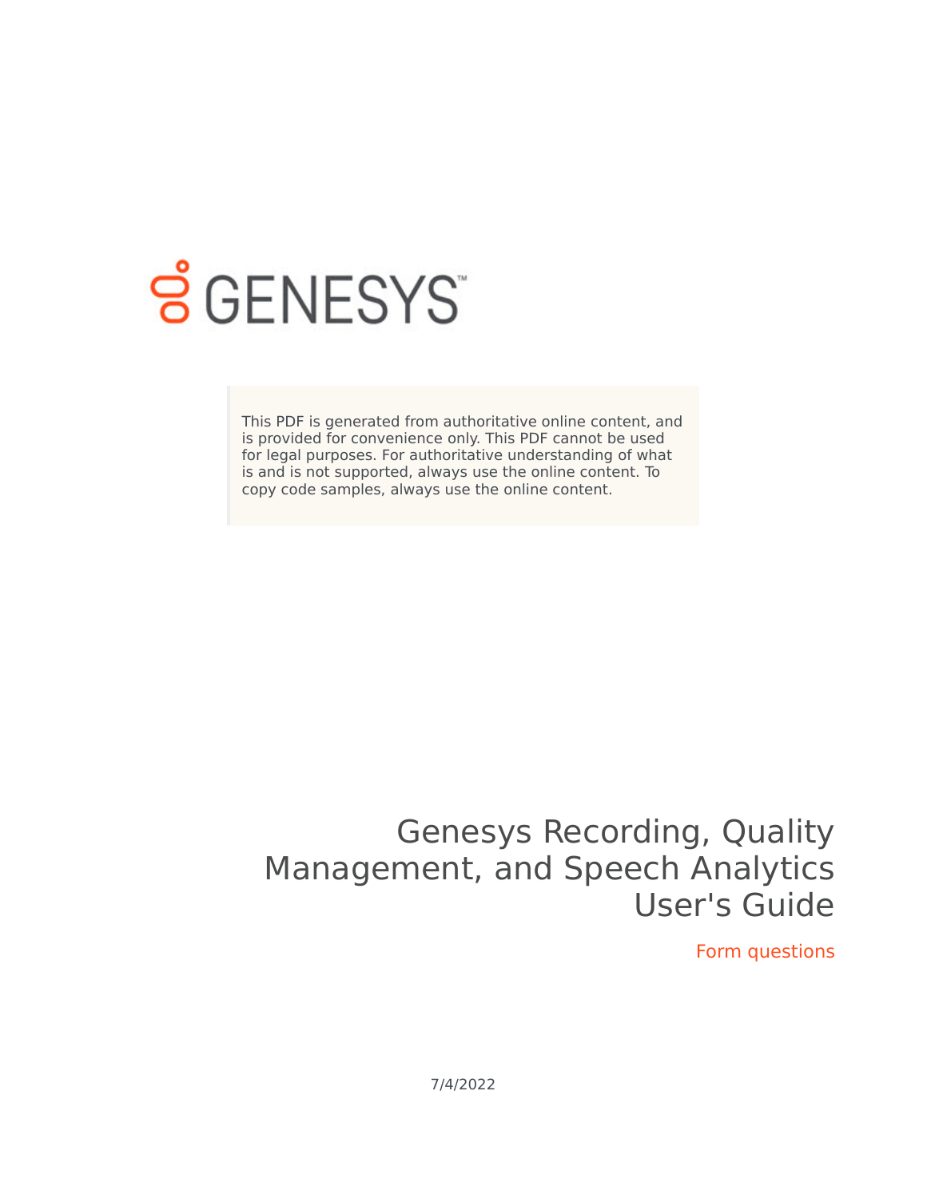GENESYS

This PDF is generated from authoritative online content, and is provided for convenience only. This PDF cannot be used for legal purposes. For authoritative understanding of what is and is not supported, always use the online content. To copy code samples, always use the online content.

# Genesys Recording, Quality Management, and Speech Analytics User's Guide

Form questions

7/4/2022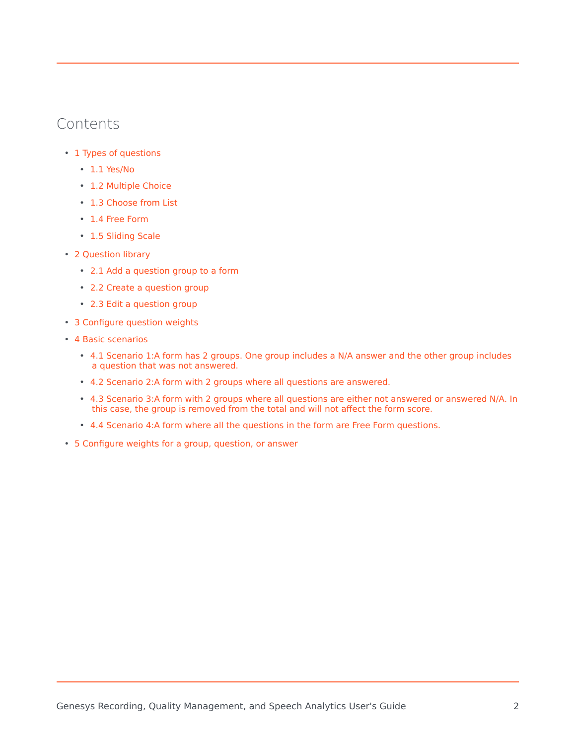## Contents

- 1 Types of questions
  - 1.1 Yes/No
  - 1.2 Multiple Choice
  - 1.3 Choose from List
  - 1.4 Free Form
  - 1.5 Sliding Scale
- 2 Question library
  - 2.1 Add a question group to a form
  - 2.2 Create a question group
  - 2.3 Edit a question group
- 3 Configure question weights
- 4 Basic scenarios
  - 4.1 Scenario 1:A form has 2 groups. One group includes a N/A answer and the other group includes a question that was not answered.
  - 4.2 Scenario 2:A form with 2 groups where all questions are answered.
  - 4.3 Scenario 3:A form with 2 groups where all questions are either not answered or answered N/A. In this case, the group is removed from the total and will not affect the form score.
  - 4.4 Scenario 4:A form where all the questions in the form are Free Form questions.
- 5 Configure weights for a group, question, or answer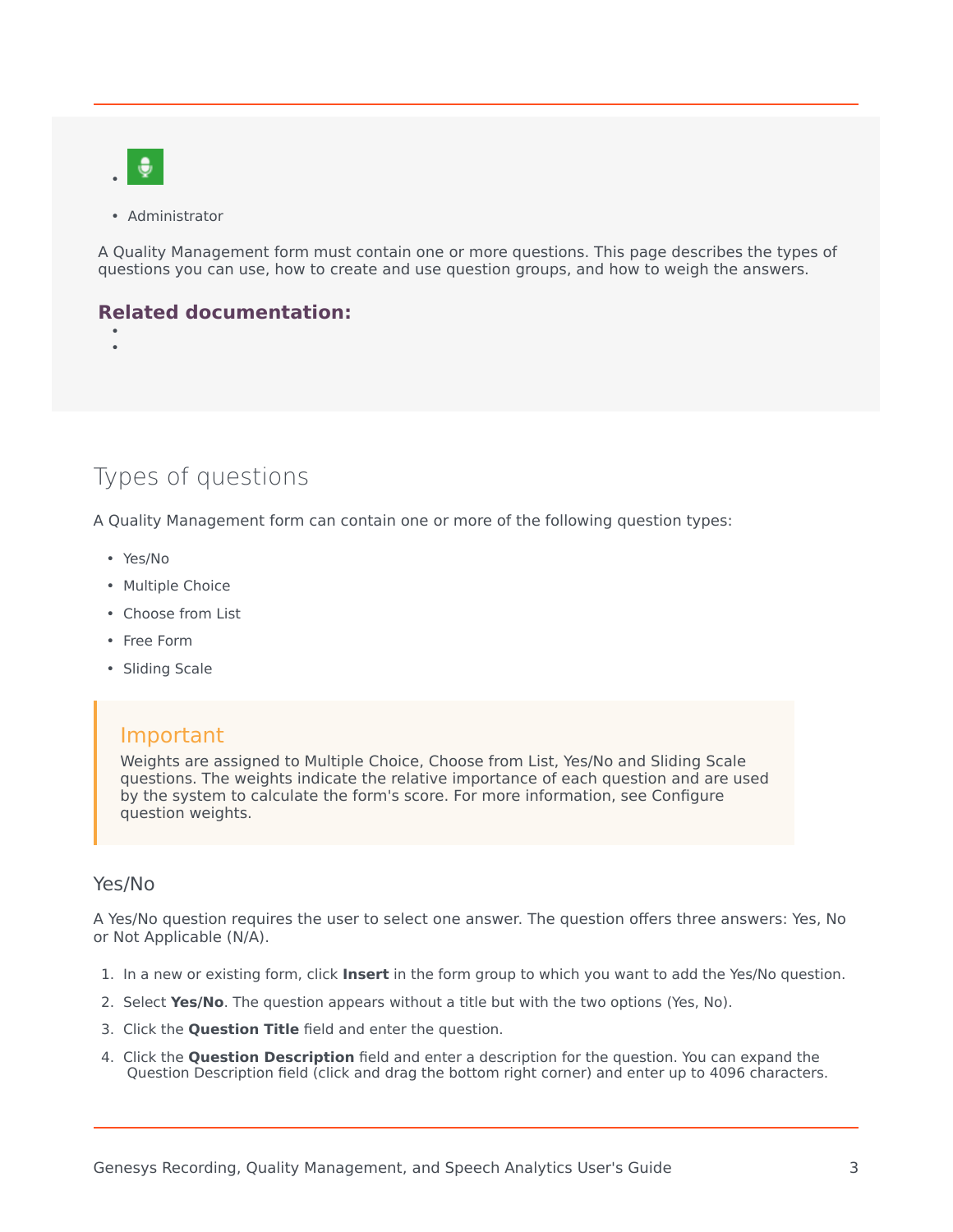- 
- Administrator

A Quality Management form must contain one or more questions. This page describes the types of questions you can use, how to create and use question groups, and how to weigh the answers.

**Related documentation:**

## Types of questions

A Quality Management form can contain one or more of the following question types:

- Yes/No
- Multiple Choice
- Choose from List
- Free Form
- Sliding Scale

> **Important**
> Weights are assigned to Multiple Choice, Choose from List, Yes/No and Sliding Scale questions. The weights indicate the relative importance of each question and are used by the system to calculate the form's score. For more information, see Configure question weights.

### Yes/No

A Yes/No question requires the user to select one answer. The question offers three answers: Yes, No or Not Applicable (N/A).

1. In a new or existing form, click **Insert** in the form group to which you want to add the Yes/No question.
2. Select **Yes/No**. The question appears without a title but with the two options (Yes, No).
3. Click the **Question Title** field and enter the question.
4. Click the **Question Description** field and enter a description for the question. You can expand the Question Description field (click and drag the bottom right corner) and enter up to 4096 characters.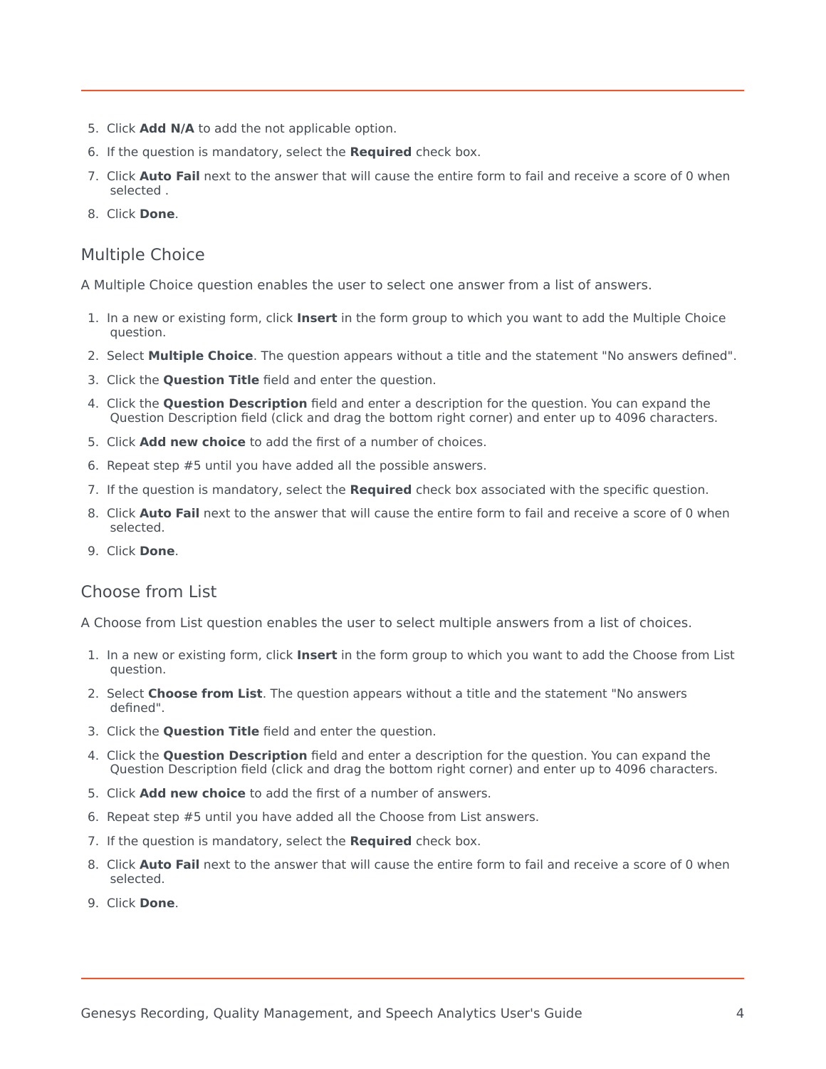5. Click **Add N/A** to add the not applicable option.
6. If the question is mandatory, select the **Required** check box.
7. Click **Auto Fail** next to the answer that will cause the entire form to fail and receive a score of 0 when selected .
8. Click **Done**.

## Multiple Choice

A Multiple Choice question enables the user to select one answer from a list of answers.

1. In a new or existing form, click **Insert** in the form group to which you want to add the Multiple Choice question.
2. Select **Multiple Choice**. The question appears without a title and the statement "No answers defined".
3. Click the **Question Title** field and enter the question.
4. Click the **Question Description** field and enter a description for the question. You can expand the Question Description field (click and drag the bottom right corner) and enter up to 4096 characters.
5. Click **Add new choice** to add the first of a number of choices.
6. Repeat step #5 until you have added all the possible answers.
7. If the question is mandatory, select the **Required** check box associated with the specific question.
8. Click **Auto Fail** next to the answer that will cause the entire form to fail and receive a score of 0 when selected.
9. Click **Done**.

## Choose from List

A Choose from List question enables the user to select multiple answers from a list of choices.

1. In a new or existing form, click **Insert** in the form group to which you want to add the Choose from List question.
2. Select **Choose from List**. The question appears without a title and the statement "No answers defined".
3. Click the **Question Title** field and enter the question.
4. Click the **Question Description** field and enter a description for the question. You can expand the Question Description field (click and drag the bottom right corner) and enter up to 4096 characters.
5. Click **Add new choice** to add the first of a number of answers.
6. Repeat step #5 until you have added all the Choose from List answers.
7. If the question is mandatory, select the **Required** check box.
8. Click **Auto Fail** next to the answer that will cause the entire form to fail and receive a score of 0 when selected.
9. Click **Done**.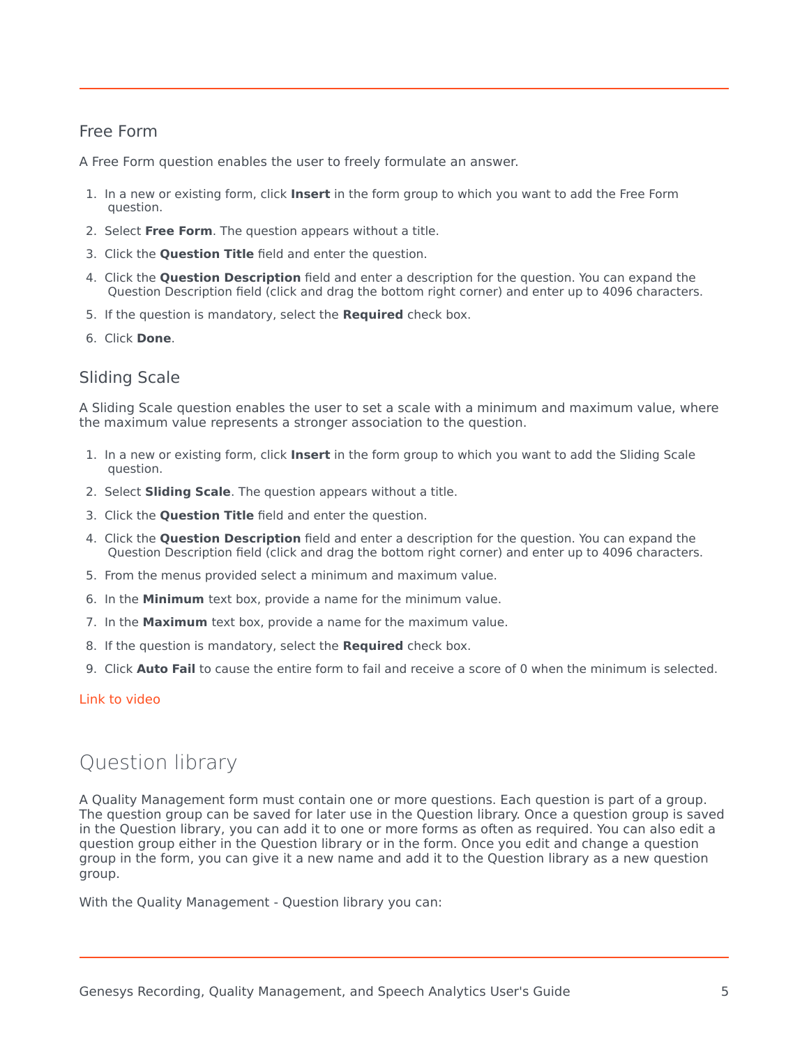### Free Form

A Free Form question enables the user to freely formulate an answer.

1. In a new or existing form, click **Insert** in the form group to which you want to add the Free Form question.
2. Select **Free Form**. The question appears without a title.
3. Click the **Question Title** field and enter the question.
4. Click the **Question Description** field and enter a description for the question. You can expand the Question Description field (click and drag the bottom right corner) and enter up to 4096 characters.
5. If the question is mandatory, select the **Required** check box.
6. Click **Done**.

### Sliding Scale

A Sliding Scale question enables the user to set a scale with a minimum and maximum value, where the maximum value represents a stronger association to the question.

1. In a new or existing form, click **Insert** in the form group to which you want to add the Sliding Scale question.
2. Select **Sliding Scale**. The question appears without a title.
3. Click the **Question Title** field and enter the question.
4. Click the **Question Description** field and enter a description for the question. You can expand the Question Description field (click and drag the bottom right corner) and enter up to 4096 characters.
5. From the menus provided select a minimum and maximum value.
6. In the **Minimum** text box, provide a name for the minimum value.
7. In the **Maximum** text box, provide a name for the maximum value.
8. If the question is mandatory, select the **Required** check box.
9. Click **Auto Fail** to cause the entire form to fail and receive a score of 0 when the minimum is selected.

Link to video

## Question library

A Quality Management form must contain one or more questions. Each question is part of a group. The question group can be saved for later use in the Question library. Once a question group is saved in the Question library, you can add it to one or more forms as often as required. You can also edit a question group either in the Question library or in the form. Once you edit and change a question group in the form, you can give it a new name and add it to the Question library as a new question group.

With the Quality Management - Question library you can: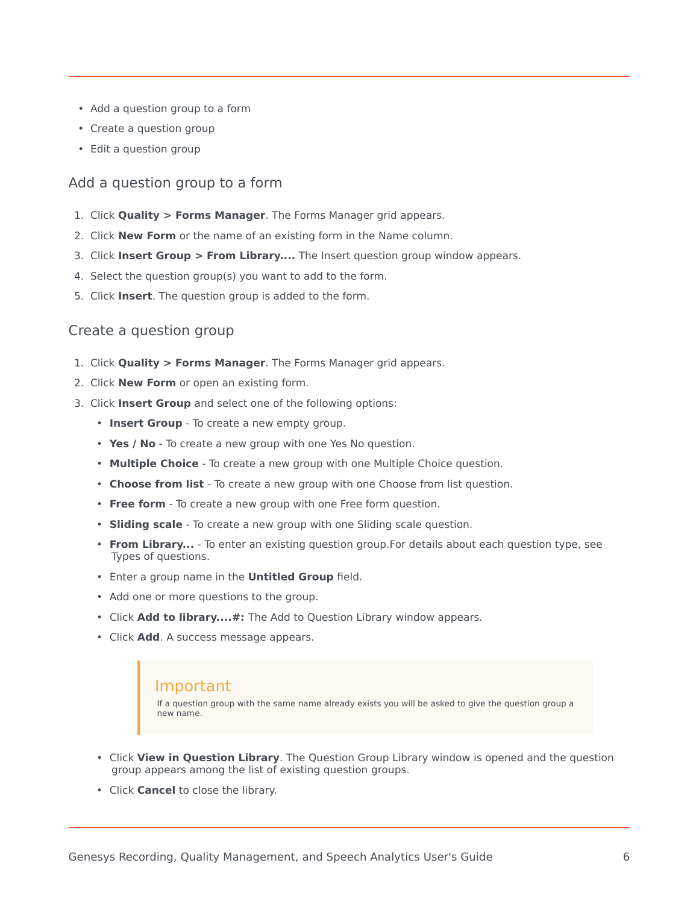- Add a question group to a form
- Create a question group
- Edit a question group

## Add a question group to a form

1. Click **Quality > Forms Manager**. The Forms Manager grid appears.
2. Click **New Form** or the name of an existing form in the Name column.
3. Click **Insert Group > From Library....** The Insert question group window appears.
4. Select the question group(s) you want to add to the form.
5. Click **Insert**. The question group is added to the form.

## Create a question group

1. Click **Quality > Forms Manager**. The Forms Manager grid appears.
2. Click **New Form** or open an existing form.
3. Click **Insert Group** and select one of the following options:
   - **Insert Group** - To create a new empty group.
   - **Yes / No** - To create a new group with one Yes No question.
   - **Multiple Choice** - To create a new group with one Multiple Choice question.
   - **Choose from list** - To create a new group with one Choose from list question.
   - **Free form** - To create a new group with one Free form question.
   - **Sliding scale** - To create a new group with one Sliding scale question.
   - **From Library...** - To enter an existing question group.For details about each question type, see Types of questions.
   - Enter a group name in the **Untitled Group** field.
   - Add one or more questions to the group.
   - Click **Add to library....#:** The Add to Question Library window appears.
   - Click **Add**. A success message appears.

> **Important**
>
> If a question group with the same name already exists you will be asked to give the question group a new name.

   - Click **View in Question Library**. The Question Group Library window is opened and the question group appears among the list of existing question groups.
   - Click **Cancel** to close the library.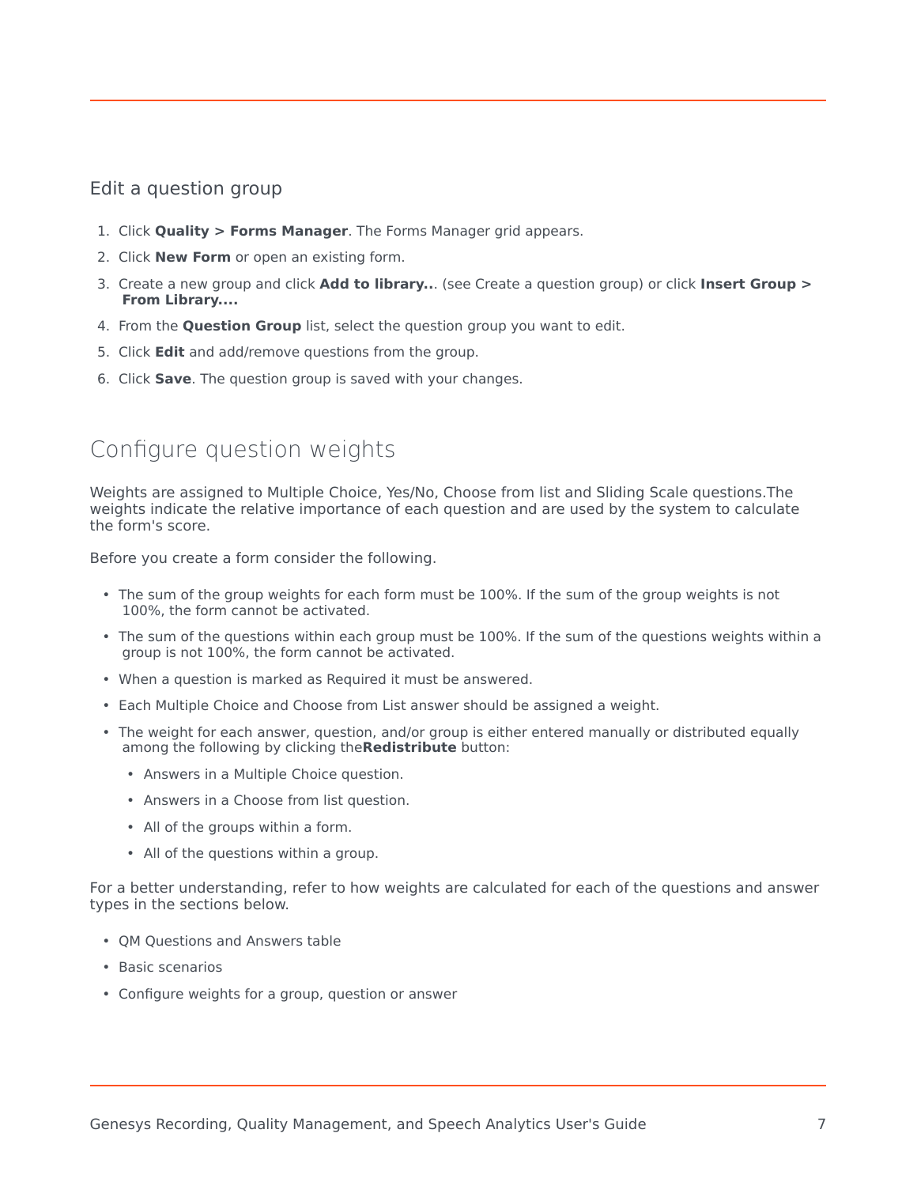### Edit a question group

1. Click **Quality > Forms Manager**. The Forms Manager grid appears.
2. Click **New Form** or open an existing form.
3. Create a new group and click **Add to library..**. (see Create a question group) or click **Insert Group > From Library....**
4. From the **Question Group** list, select the question group you want to edit.
5. Click **Edit** and add/remove questions from the group.
6. Click **Save**. The question group is saved with your changes.

## Configure question weights

Weights are assigned to Multiple Choice, Yes/No, Choose from list and Sliding Scale questions.The weights indicate the relative importance of each question and are used by the system to calculate the form's score.

Before you create a form consider the following.

- The sum of the group weights for each form must be 100%. If the sum of the group weights is not 100%, the form cannot be activated.
- The sum of the questions within each group must be 100%. If the sum of the questions weights within a group is not 100%, the form cannot be activated.
- When a question is marked as Required it must be answered.
- Each Multiple Choice and Choose from List answer should be assigned a weight.
- The weight for each answer, question, and/or group is either entered manually or distributed equally among the following by clicking the**Redistribute** button:
  - Answers in a Multiple Choice question.
  - Answers in a Choose from list question.
  - All of the groups within a form.
  - All of the questions within a group.

For a better understanding, refer to how weights are calculated for each of the questions and answer types in the sections below.

- QM Questions and Answers table
- Basic scenarios
- Configure weights for a group, question or answer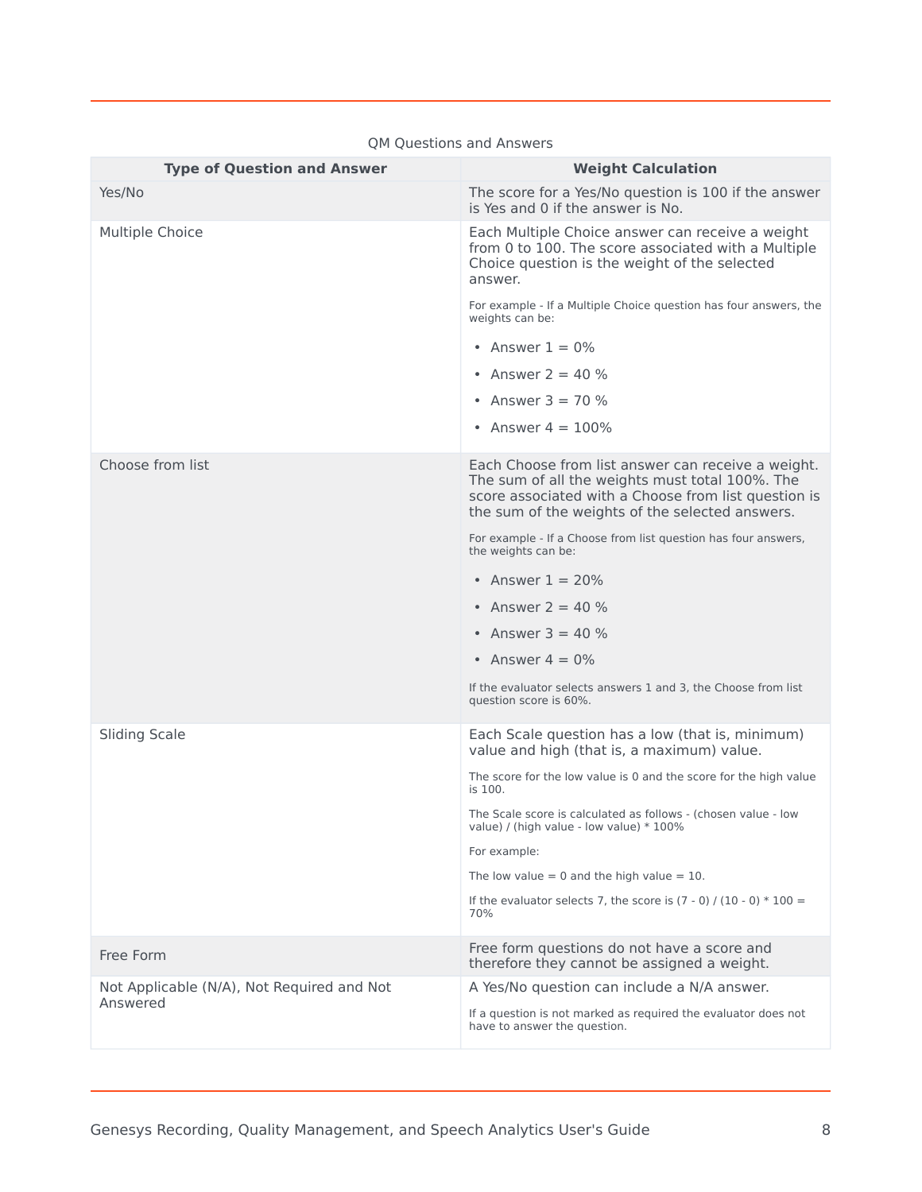QM Questions and Answers

| Type of Question and Answer | Weight Calculation |
| --- | --- |
| Yes/No | The score for a Yes/No question is 100 if the answer is Yes and 0 if the answer is No. |
| Multiple Choice | Each Multiple Choice answer can receive a weight from 0 to 100. The score associated with a Multiple Choice question is the weight of the selected answer.<br><br>For example - If a Multiple Choice question has four answers, the weights can be:<br><br>• Answer 1 = 0%<br>• Answer 2 = 40 %<br>• Answer 3 = 70 %<br>• Answer 4 = 100% |
| Choose from list | Each Choose from list answer can receive a weight. The sum of all the weights must total 100%. The score associated with a Choose from list question is the sum of the weights of the selected answers.<br><br>For example - If a Choose from list question has four answers, the weights can be:<br><br>• Answer 1 = 20%<br>• Answer 2 = 40 %<br>• Answer 3 = 40 %<br>• Answer 4 = 0%<br><br>If the evaluator selects answers 1 and 3, the Choose from list question score is 60%. |
| Sliding Scale | Each Scale question has a low (that is, minimum) value and high (that is, a maximum) value.<br><br>The score for the low value is 0 and the score for the high value is 100.<br><br>The Scale score is calculated as follows - (chosen value - low value) / (high value - low value) * 100%<br><br>For example:<br><br>The low value = 0 and the high value = 10.<br><br>If the evaluator selects 7, the score is (7 - 0) / (10 - 0) * 100 = 70% |
| Free Form | Free form questions do not have a score and therefore they cannot be assigned a weight. |
| Not Applicable (N/A), Not Required and Not Answered | A Yes/No question can include a N/A answer.<br><br>If a question is not marked as required the evaluator does not have to answer the question. |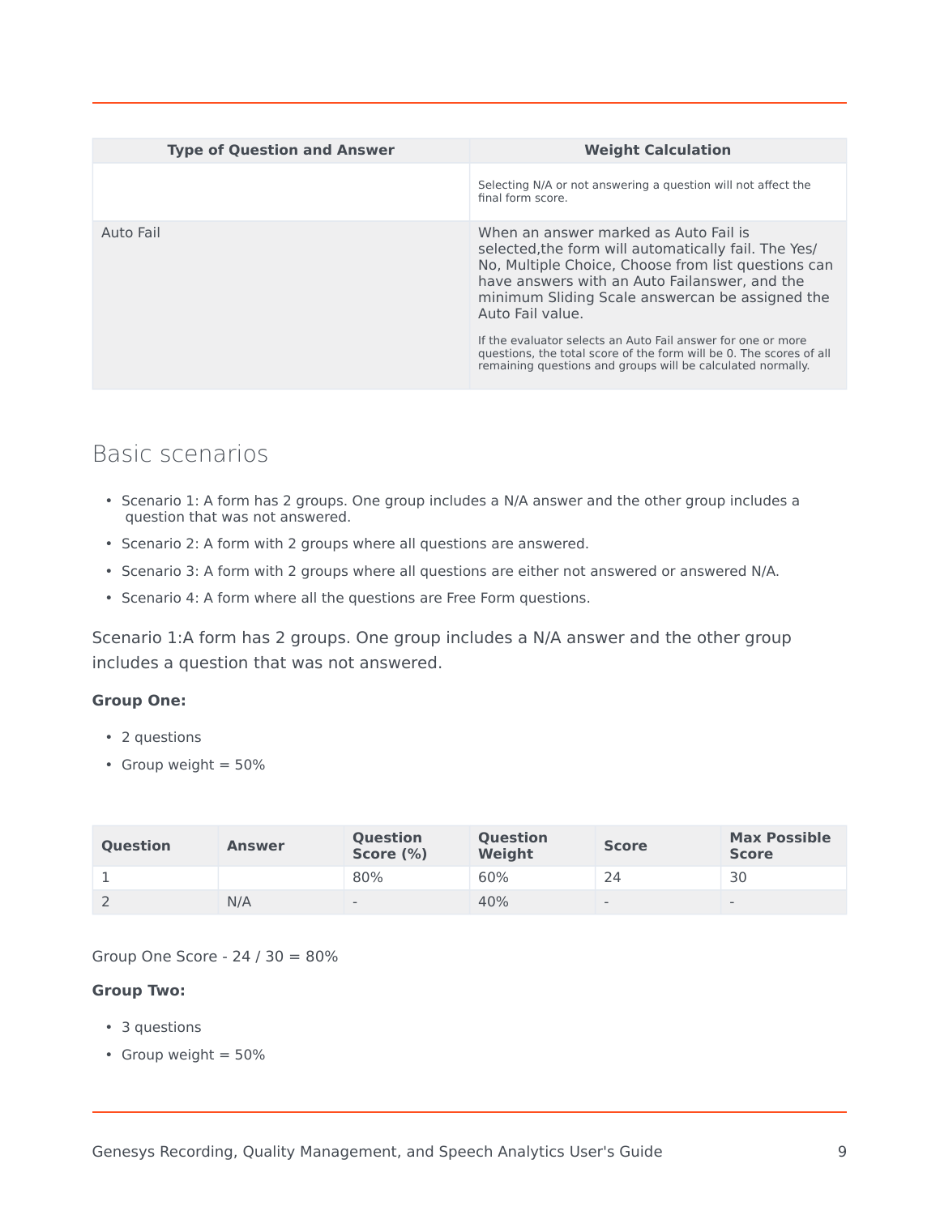| Type of Question and Answer | Weight Calculation |
| --- | --- |
| | Selecting N/A or not answering a question will not affect the final form score. |
| Auto Fail | When an answer marked as Auto Fail is selected,the form will automatically fail. The Yes/No, Multiple Choice, Choose from list questions can have answers with an Auto Failanswer, and the minimum Sliding Scale answercan be assigned the Auto Fail value.<br><br>If the evaluator selects an Auto Fail answer for one or more questions, the total score of the form will be 0. The scores of all remaining questions and groups will be calculated normally. |

## Basic scenarios

- Scenario 1: A form has 2 groups. One group includes a N/A answer and the other group includes a question that was not answered.
- Scenario 2: A form with 2 groups where all questions are answered.
- Scenario 3: A form with 2 groups where all questions are either not answered or answered N/A.
- Scenario 4: A form where all the questions are Free Form questions.

Scenario 1:A form has 2 groups. One group includes a N/A answer and the other group includes a question that was not answered.

**Group One:**

- 2 questions
- Group weight = 50%

| Question | Answer | Question Score (%) | Question Weight | Score | Max Possible Score |
| --- | --- | --- | --- | --- | --- |
| 1 | | 80% | 60% | 24 | 30 |
| 2 | N/A | - | 40% | - | - |

Group One Score - 24 / 30 = 80%

**Group Two:**

- 3 questions
- Group weight = 50%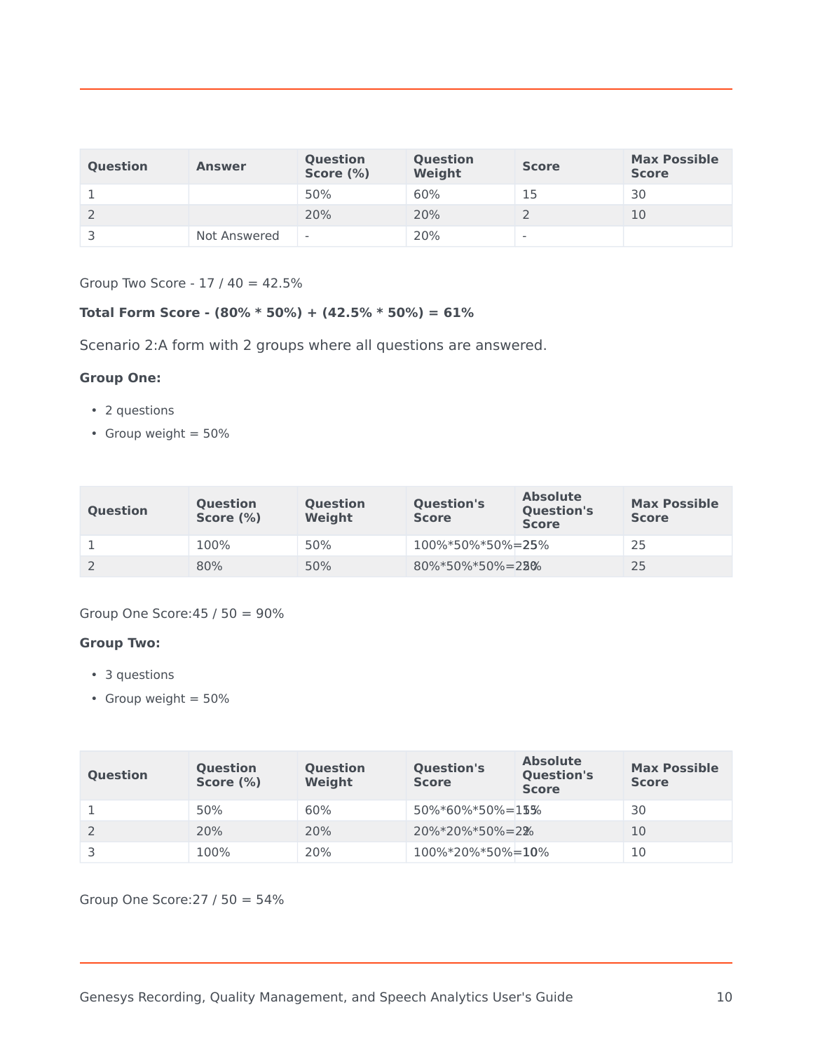| Question | Answer | Question Score (%) | Question Weight | Score | Max Possible Score |
|---|---|---|---|---|---|
| 1 | | 50% | 60% | 15 | 30 |
| 2 | | 20% | 20% | 2 | 10 |
| 3 | Not Answered | - | 20% | - | |

Group Two Score - 17 / 40 = 42.5%

**Total Form Score - (80% * 50%) + (42.5% * 50%) = 61%**

Scenario 2:A form with 2 groups where all questions are answered.

**Group One:**

- 2 questions
- Group weight = 50%

| Question | Question Score (%) | Question Weight | Question's Score | Absolute Question's Score | Max Possible Score |
|---|---|---|---|---|---|
| 1 | 100% | 50% | 100%*50%*50%=25% | 25 | 25 |
| 2 | 80% | 50% | 80%*50%*50%=20% | 20 | 25 |

Group One Score:45 / 50 = 90%

**Group Two:**

- 3 questions
- Group weight = 50%

| Question | Question Score (%) | Question Weight | Question's Score | Absolute Question's Score | Max Possible Score |
|---|---|---|---|---|---|
| 1 | 50% | 60% | 50%*60%*50%=15% | 15 | 30 |
| 2 | 20% | 20% | 20%*20%*50%=2% | 2 | 10 |
| 3 | 100% | 20% | 100%*20%*50%=10% | 10 | 10 |

Group One Score:27 / 50 = 54%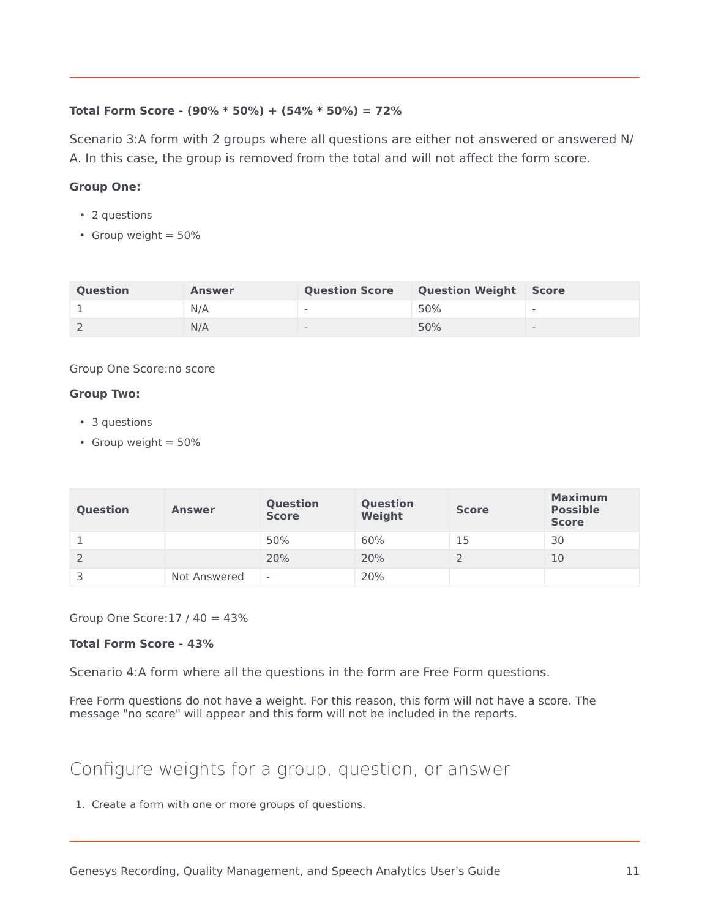**Total Form Score - (90% * 50%) + (54% * 50%) = 72%**

Scenario 3:A form with 2 groups where all questions are either not answered or answered N/A. In this case, the group is removed from the total and will not affect the form score.

**Group One:**

- 2 questions
- Group weight = 50%

| Question | Answer | Question Score | Question Weight | Score |
|---|---|---|---|---|
| 1 | N/A | - | 50% | - |
| 2 | N/A | - | 50% | - |

Group One Score:no score

**Group Two:**

- 3 questions
- Group weight = 50%

| Question | Answer | Question Score | Question Weight | Score | Maximum Possible Score |
|---|---|---|---|---|---|
| 1 | | 50% | 60% | 15 | 30 |
| 2 | | 20% | 20% | 2 | 10 |
| 3 | Not Answered | - | 20% | | |

Group One Score:17 / 40 = 43%

**Total Form Score - 43%**

Scenario 4:A form where all the questions in the form are Free Form questions.

Free Form questions do not have a weight. For this reason, this form will not have a score. The message "no score" will appear and this form will not be included in the reports.

## Configure weights for a group, question, or answer

1. Create a form with one or more groups of questions.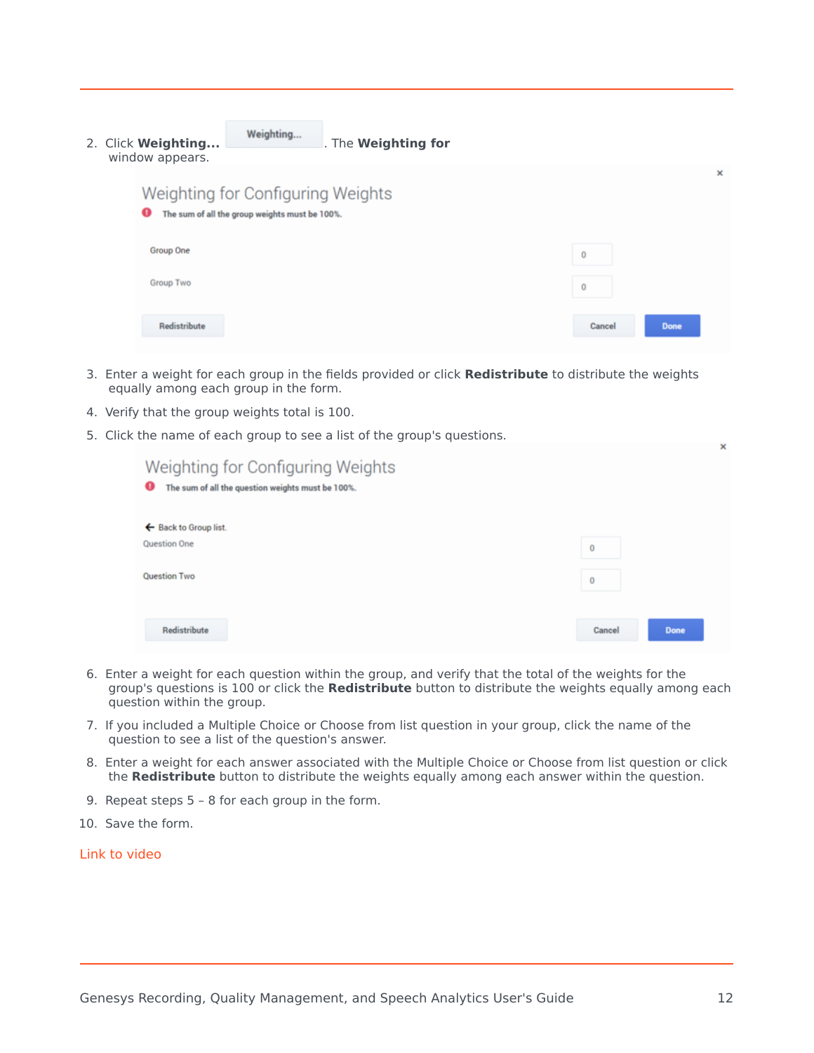2. Click **Weighting...** . The **Weighting for** window appears.

3. Enter a weight for each group in the fields provided or click **Redistribute** to distribute the weights equally among each group in the form.
4. Verify that the group weights total is 100.
5. Click the name of each group to see a list of the group's questions.

6. Enter a weight for each question within the group, and verify that the total of the weights for the group's questions is 100 or click the **Redistribute** button to distribute the weights equally among each question within the group.
7. If you included a Multiple Choice or Choose from list question in your group, click the name of the question to see a list of the question's answer.
8. Enter a weight for each answer associated with the Multiple Choice or Choose from list question or click the **Redistribute** button to distribute the weights equally among each answer within the question.
9. Repeat steps 5 – 8 for each group in the form.
10. Save the form.

Link to video